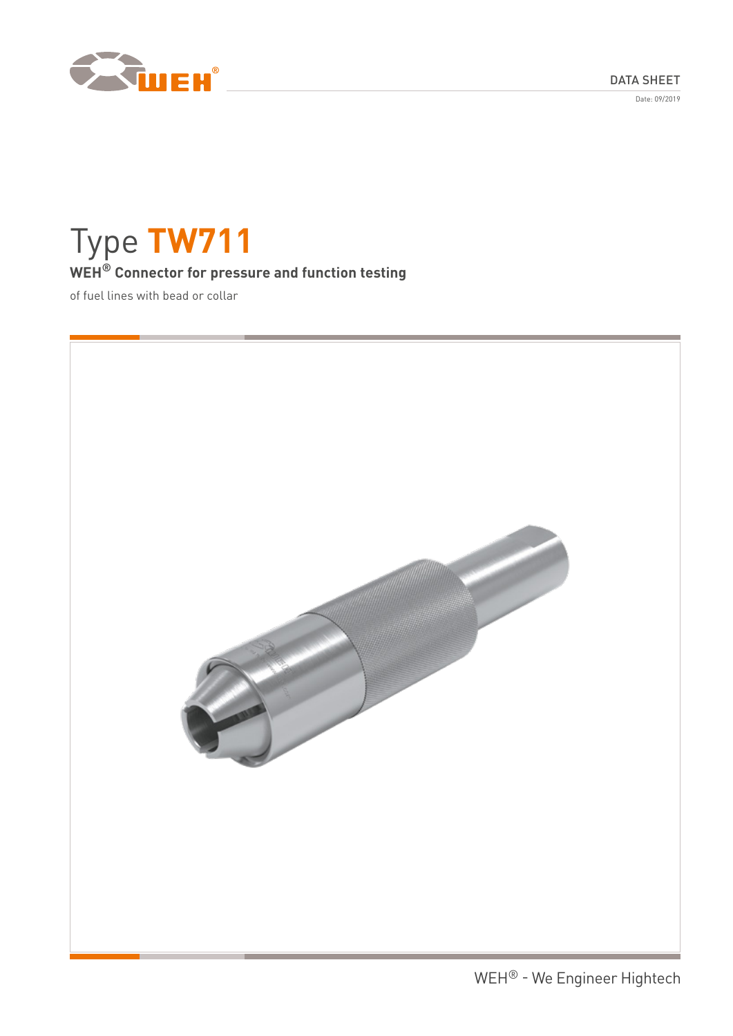DATA SHEET

Date: 09/2019

# Type TW711

**WEH® Connector for pressure and function testing**

of fuel lines with bead or collar

WEH® - We Engineer Hightech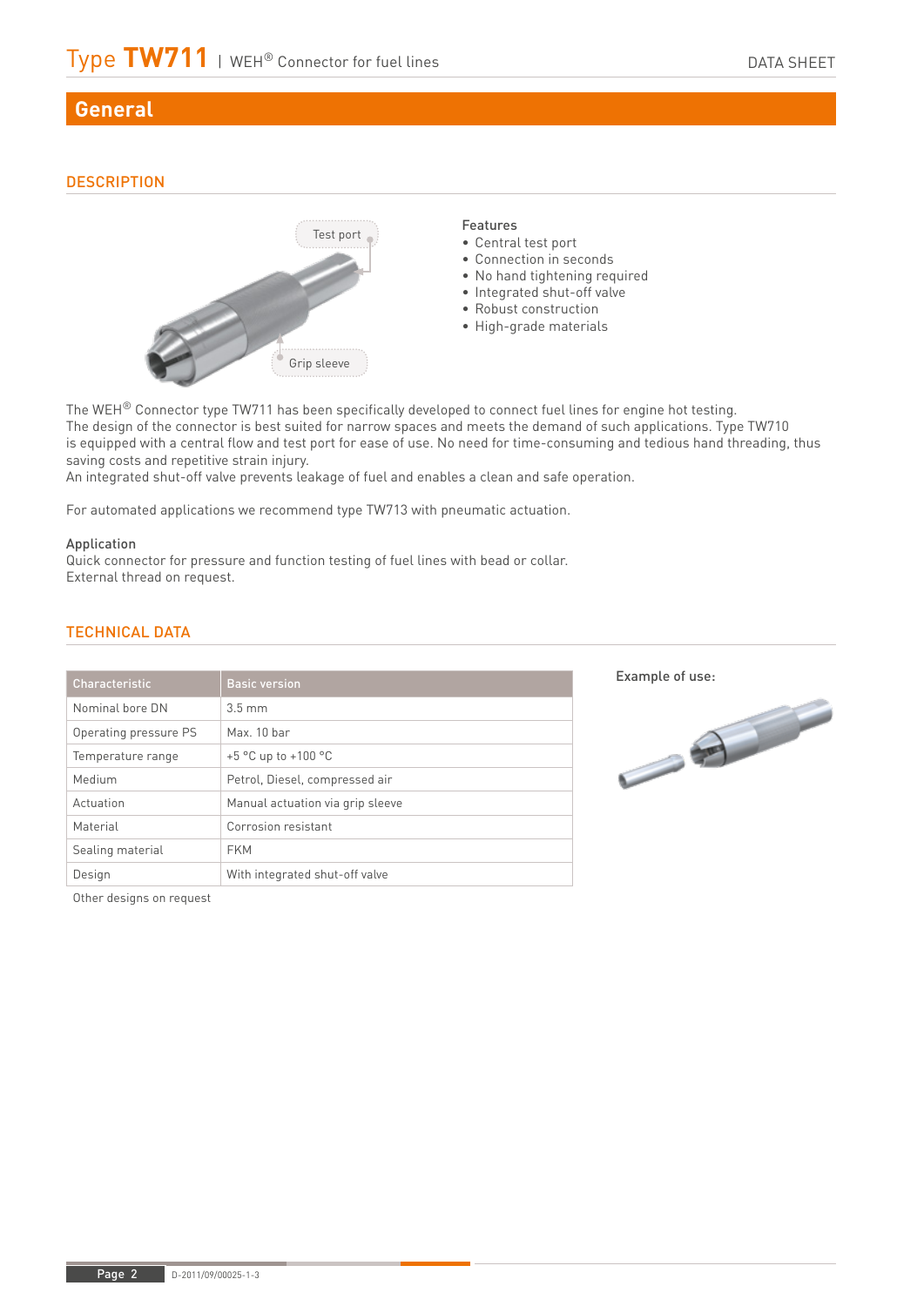## General

### DESCRIPTION

Test port

Grip sleeve

**Features**

- Central test port
- Connection in seconds
- No hand tightening required
- Integrated shut-off valve
- Robust construction
- High-grade materials

The WEH® Connector type TW711 has been specifically developed to connect fuel lines for engine hot testing.
The design of the connector is best suited for narrow spaces and meets the demand of such applications. Type TW710 is equipped with a central flow and test port for ease of use. No need for time-consuming and tedious hand threading, thus saving costs and repetitive strain injury.
An integrated shut-off valve prevents leakage of fuel and enables a clean and safe operation.

For automated applications we recommend type TW713 with pneumatic actuation.

**Application**
Quick connector for pressure and function testing of fuel lines with bead or collar.
External thread on request.

### TECHNICAL DATA

| Characteristic | Basic version |
|---|---|
| Nominal bore DN | 3.5 mm |
| Operating pressure PS | Max. 10 bar |
| Temperature range | +5 °C up to +100 °C |
| Medium | Petrol, Diesel, compressed air |
| Actuation | Manual actuation via grip sleeve |
| Material | Corrosion resistant |
| Sealing material | FKM |
| Design | With integrated shut-off valve |

Other designs on request

**Example of use:**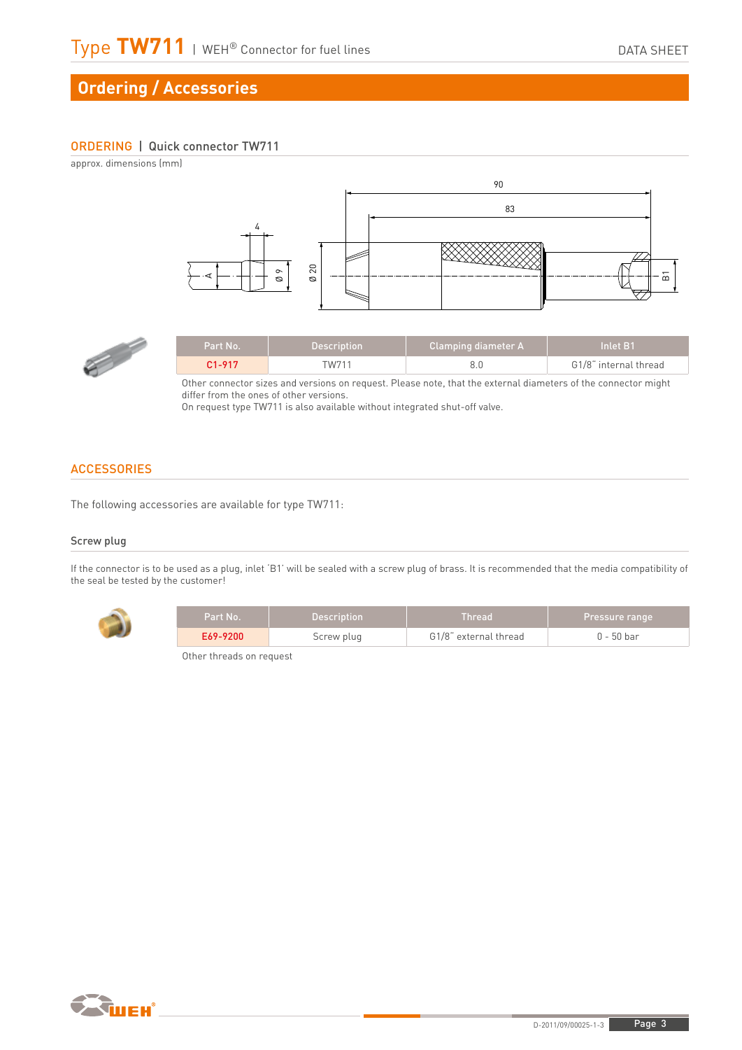## Ordering / Accessories

### ORDERING | Quick connector TW711

approx. dimensions (mm)

| Part No. | Description | Clamping diameter A | Inlet B1 |
|---|---|---|---|
| C1-917 | TW711 | 8.0 | G1/8" internal thread |

Other connector sizes and versions on request. Please note, that the external diameters of the connector might differ from the ones of other versions.
On request type TW711 is also available without integrated shut-off valve.

### ACCESSORIES

The following accessories are available for type TW711:

#### Screw plug

If the connector is to be used as a plug, inlet 'B1' will be sealed with a screw plug of brass. It is recommended that the media compatibility of the seal be tested by the customer!

| Part No. | Description | Thread | Pressure range |
|---|---|---|---|
| E69-9200 | Screw plug | G1/8" external thread | 0 - 50 bar |

Other threads on request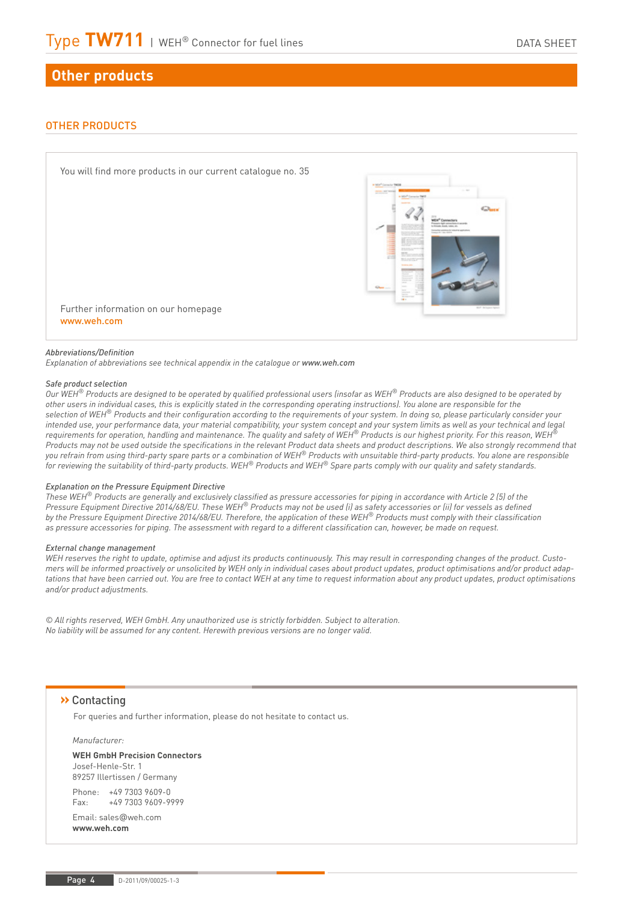## Other products

### OTHER PRODUCTS

You will find more products in our current catalogue no. 35

Further information on our homepage
www.weh.com

*Abbreviations/Definition*
*Explanation of abbreviations see technical appendix in the catalogue or* ***www.weh.com***

*Safe product selection*
*Our WEH® Products are designed to be operated by qualified professional users (insofar as WEH® Products are also designed to be operated by other users in individual cases, this is explicitly stated in the corresponding operating instructions). You alone are responsible for the selection of WEH® Products and their configuration according to the requirements of your system. In doing so, please particularly consider your intended use, your performance data, your material compatibility, your system concept and your system limits as well as your technical and legal requirements for operation, handling and maintenance. The quality and safety of WEH® Products is our highest priority. For this reason, WEH® Products may not be used outside the specifications in the relevant Product data sheets and product descriptions. We also strongly recommend that you refrain from using third-party spare parts or a combination of WEH® Products with unsuitable third-party products. You alone are responsible for reviewing the suitability of third-party products. WEH® Products and WEH® Spare parts comply with our quality and safety standards.*

*Explanation on the Pressure Equipment Directive*
*These WEH® Products are generally and exclusively classified as pressure accessories for piping in accordance with Article 2 (5) of the Pressure Equipment Directive 2014/68/EU. These WEH® Products may not be used (i) as safety accessories or (ii) for vessels as defined by the Pressure Equipment Directive 2014/68/EU. Therefore, the application of these WEH® Products must comply with their classification as pressure accessories for piping. The assessment with regard to a different classification can, however, be made on request.*

*External change management*
*WEH reserves the right to update, optimise and adjust its products continuously. This may result in corresponding changes of the product. Customers will be informed proactively or unsolicited by WEH only in individual cases about product updates, product optimisations and/or product adaptations that have been carried out. You are free to contact WEH at any time to request information about any product updates, product optimisations and/or product adjustments.*

*© All rights reserved, WEH GmbH. Any unauthorized use is strictly forbidden. Subject to alteration.*
*No liability will be assumed for any content. Herewith previous versions are no longer valid.*

### Contacting

For queries and further information, please do not hesitate to contact us.

*Manufacturer:*

**WEH GmbH Precision Connectors**
Josef-Henle-Str. 1
89257 Illertissen / Germany

Phone: +49 7303 9609-0
Fax: +49 7303 9609-9999

Email: sales@weh.com
**www.weh.com**

D-2011/09/00025-1-3